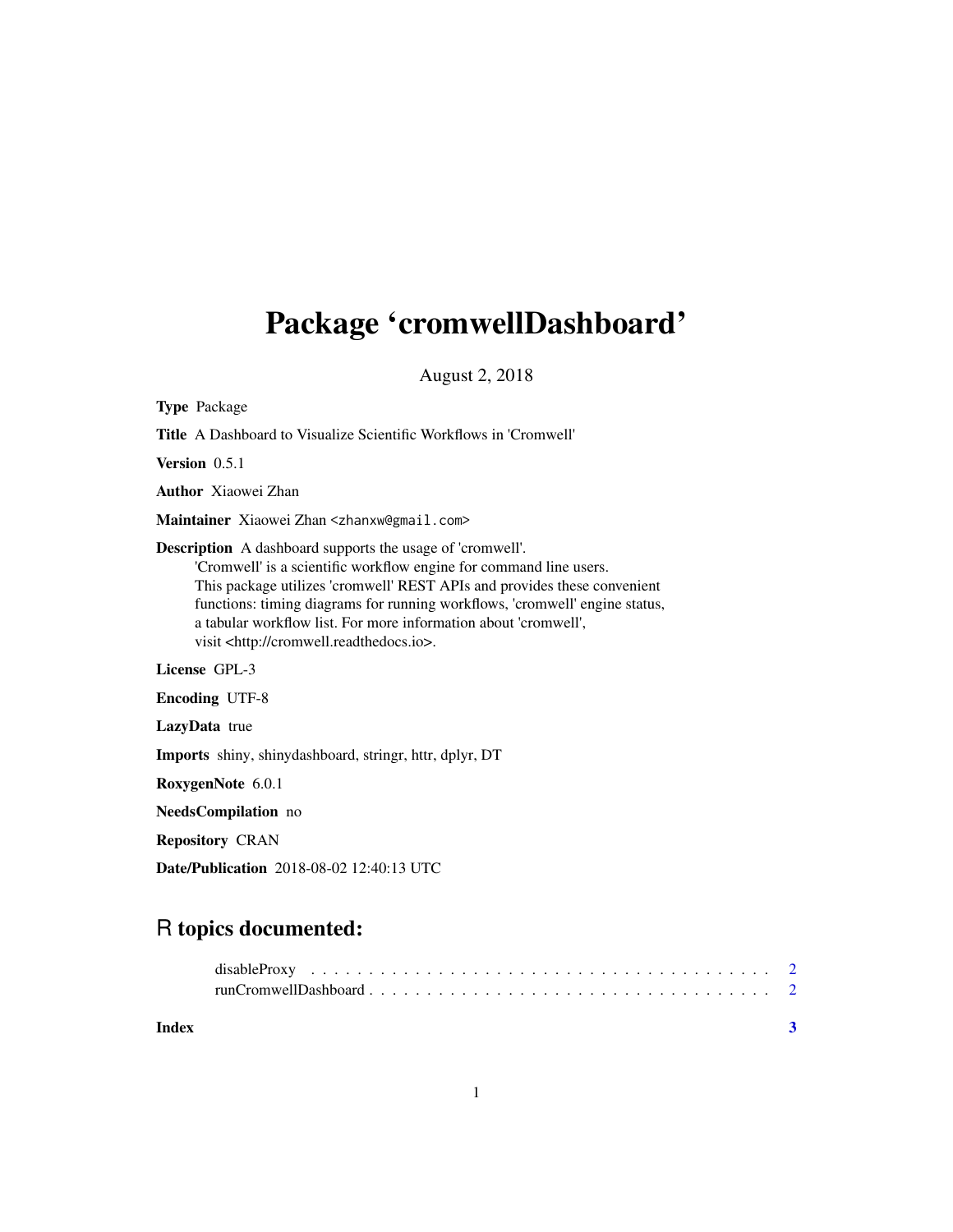# Package 'cromwellDashboard'

August 2, 2018

**Type** Package

**Title** A Dashboard to Visualize Scientific Workflows in 'Cromwell'

**Version** 0.5.1

**Author** Xiaowei Zhan

**Maintainer** Xiaowei Zhan <zhanxw@gmail.com>

**Description** A dashboard supports the usage of 'cromwell'.
'Cromwell' is a scientific workflow engine for command line users.
This package utilizes 'cromwell' REST APIs and provides these convenient
functions: timing diagrams for running workflows, 'cromwell' engine status,
a tabular workflow list. For more information about 'cromwell',
visit <http://cromwell.readthedocs.io>.

**License** GPL-3

**Encoding** UTF-8

**LazyData** true

**Imports** shiny, shinydashboard, stringr, httr, dplyr, DT

**RoxygenNote** 6.0.1

**NeedsCompilation** no

**Repository** CRAN

**Date/Publication** 2018-08-02 12:40:13 UTC

## R topics documented:

disableProxy . . . . . . . . . . . . . . . . . . . . . . . . . . . . . . . . . . . . . . . . 2
runCromwellDashboard . . . . . . . . . . . . . . . . . . . . . . . . . . . . . . . . . . 2

**Index** 3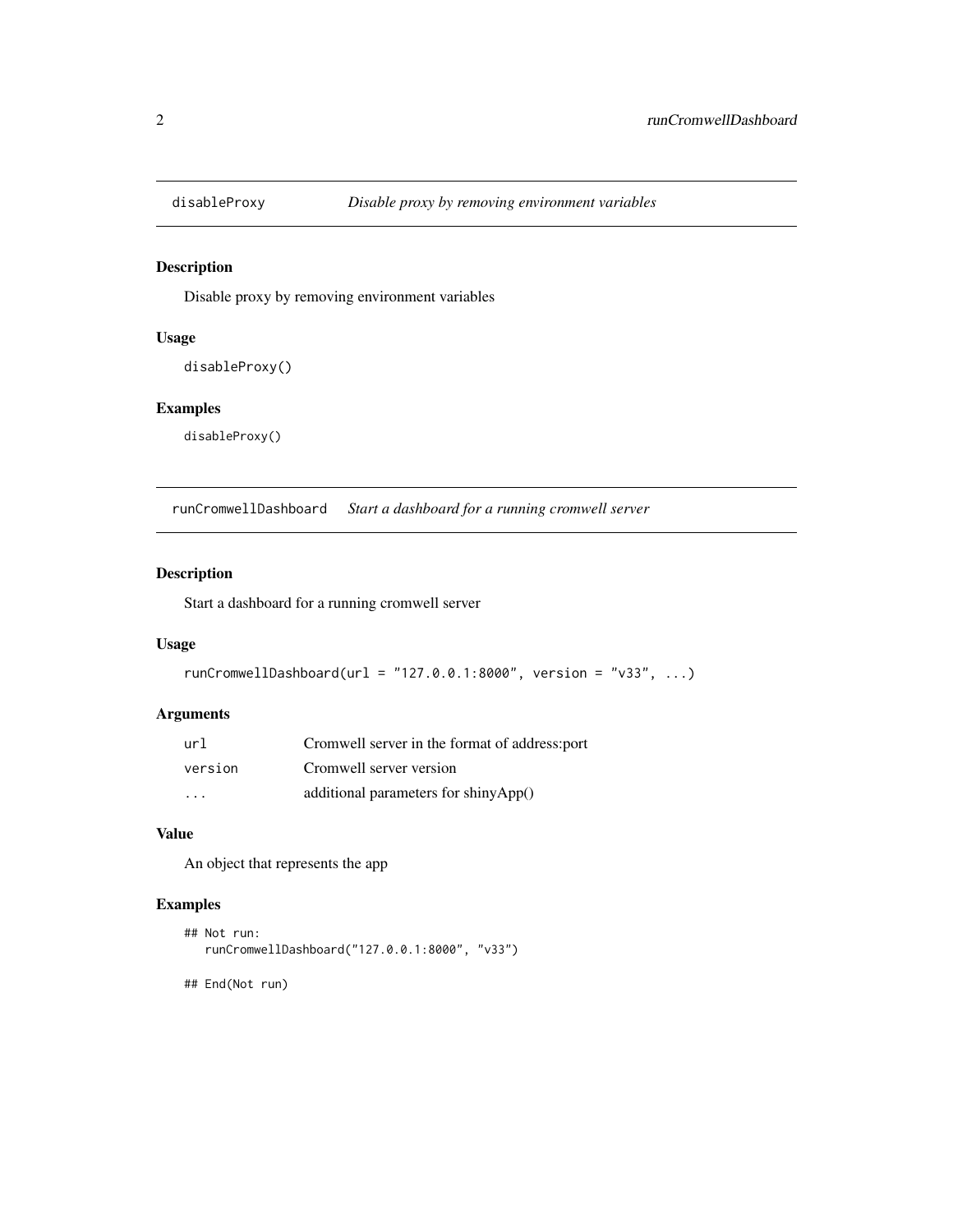## disableProxy — *Disable proxy by removing environment variables*

### Description

Disable proxy by removing environment variables

### Usage

```
disableProxy()
```

### Examples

```
disableProxy()
```

## runCromwellDashboard — *Start a dashboard for a running cromwell server*

### Description

Start a dashboard for a running cromwell server

### Usage

```
runCromwellDashboard(url = "127.0.0.1:8000", version = "v33", ...)
```

### Arguments

| | |
|---|---|
| url | Cromwell server in the format of address:port |
| version | Cromwell server version |
| ... | additional parameters for shinyApp() |

### Value

An object that represents the app

### Examples

```
## Not run:
   runCromwellDashboard("127.0.0.1:8000", "v33")

## End(Not run)
```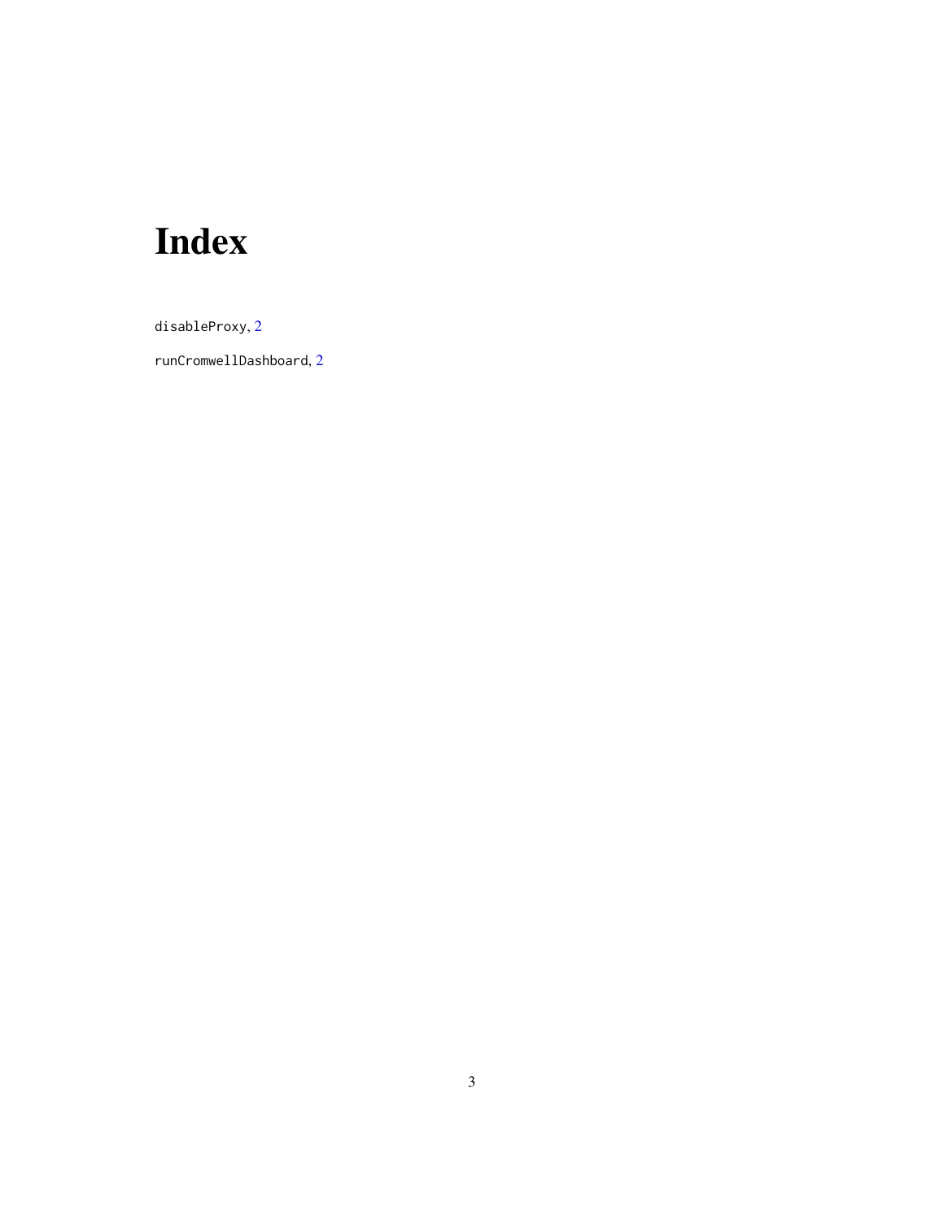# Index

disableProxy, 2

runCromwellDashboard, 2